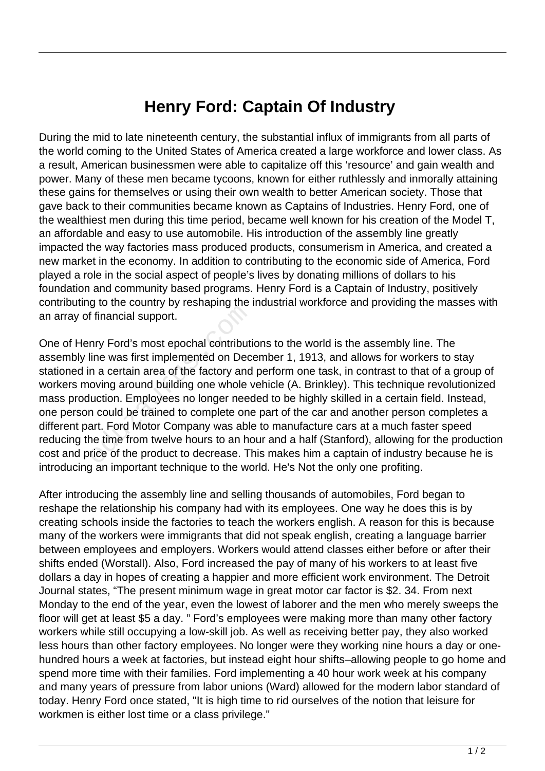# Henry Ford: Captain Of Industry

During the mid to late nineteenth century, the substantial influx of immigrants from all parts of the world coming to the United States of America created a large workforce and lower class. As a result, American businessmen were able to capitalize off this 'resource' and gain wealth and power. Many of these men became tycoons, known for either ruthlessly and inmorally attaining these gains for themselves or using their own wealth to better American society. Those that gave back to their communities became known as Captains of Industries. Henry Ford, one of the wealthiest men during this time period, became well known for his creation of the Model T, an affordable and easy to use automobile. His introduction of the assembly line greatly impacted the way factories mass produced products, consumerism in America, and created a new market in the economy. In addition to contributing to the economic side of America, Ford played a role in the social aspect of people's lives by donating millions of dollars to his foundation and community based programs. Henry Ford is a Captain of Industry, positively contributing to the country by reshaping the industrial workforce and providing the masses with an array of financial support.

One of Henry Ford's most epochal contributions to the world is the assembly line. The assembly line was first implemented on December 1, 1913, and allows for workers to stay stationed in a certain area of the factory and perform one task, in contrast to that of a group of workers moving around building one whole vehicle (A. Brinkley). This technique revolutionized mass production. Employees no longer needed to be highly skilled in a certain field. Instead, one person could be trained to complete one part of the car and another person completes a different part. Ford Motor Company was able to manufacture cars at a much faster speed reducing the time from twelve hours to an hour and a half (Stanford), allowing for the production cost and price of the product to decrease. This makes him a captain of industry because he is introducing an important technique to the world. He's Not the only one profiting.

After introducing the assembly line and selling thousands of automobiles, Ford began to reshape the relationship his company had with its employees. One way he does this is by creating schools inside the factories to teach the workers english. A reason for this is because many of the workers were immigrants that did not speak english, creating a language barrier between employees and employers. Workers would attend classes either before or after their shifts ended (Worstall). Also, Ford increased the pay of many of his workers to at least five dollars a day in hopes of creating a happier and more efficient work environment. The Detroit Journal states, "The present minimum wage in great motor car factor is $2. 34. From next Monday to the end of the year, even the lowest of laborer and the men who merely sweeps the floor will get at least $5 a day. " Ford's employees were making more than many other factory workers while still occupying a low-skill job. As well as receiving better pay, they also worked less hours than other factory employees. No longer were they working nine hours a day or one-hundred hours a week at factories, but instead eight hour shifts–allowing people to go home and spend more time with their families. Ford implementing a 40 hour work week at his company and many years of pressure from labor unions (Ward) allowed for the modern labor standard of today. Henry Ford once stated, "It is high time to rid ourselves of the notion that leisure for workmen is either lost time or a class privilege."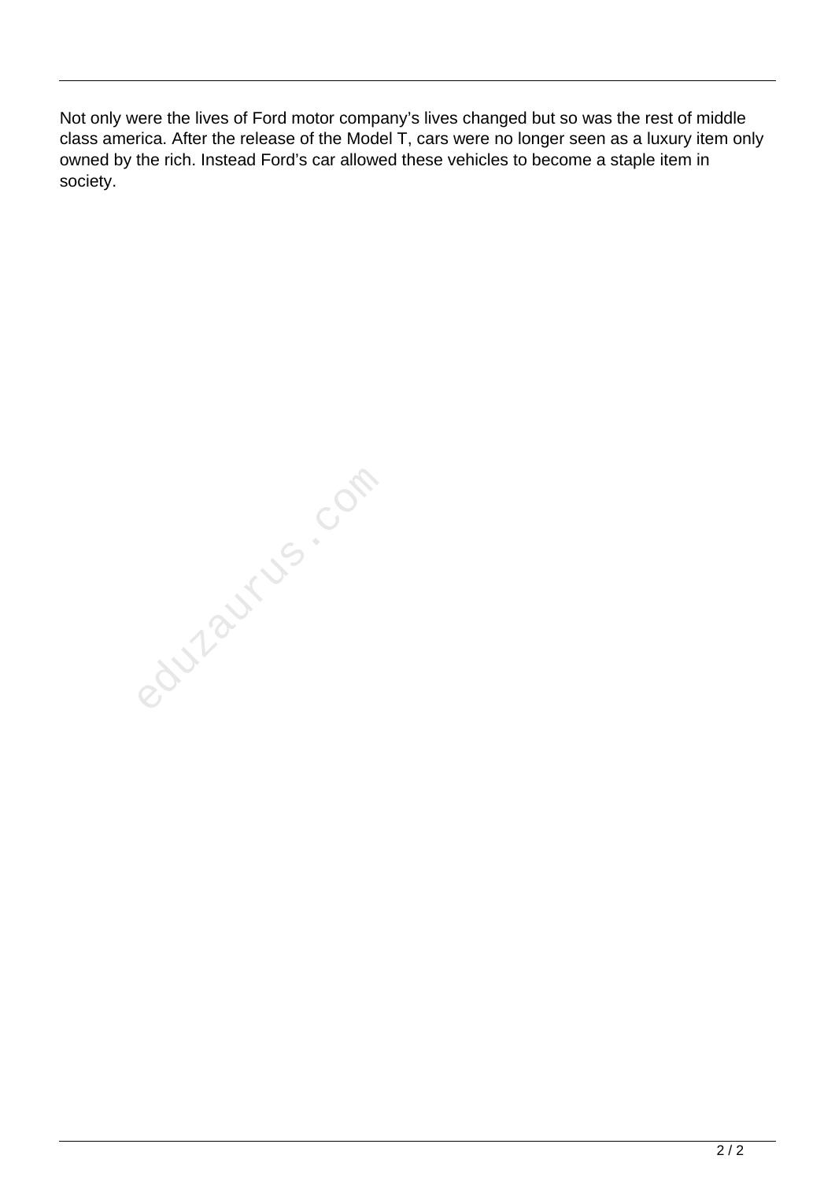Not only were the lives of Ford motor company's lives changed but so was the rest of middle class america. After the release of the Model T, cars were no longer seen as a luxury item only owned by the rich. Instead Ford's car allowed these vehicles to become a staple item in society.